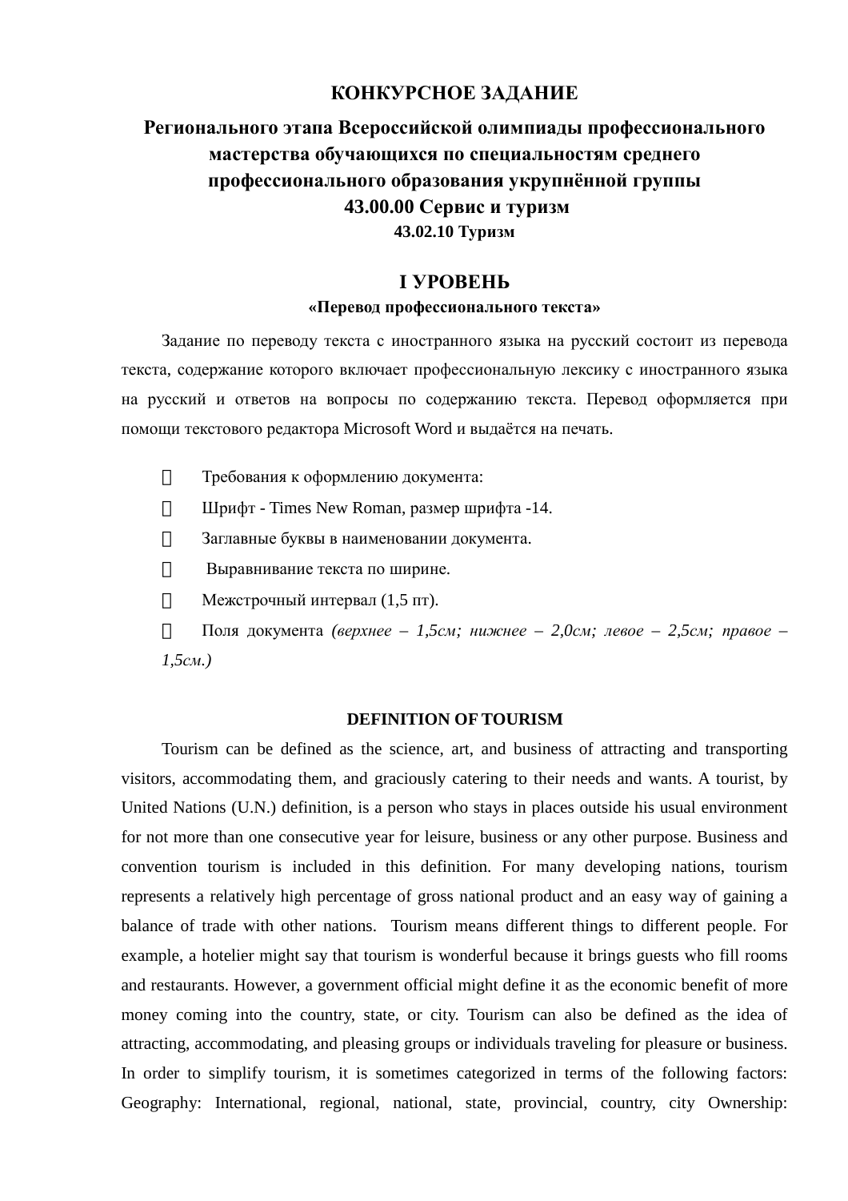# КОНКУРСНОЕ ЗАДАНИЕ

## Регионального этапа Всероссийской олимпиады профессионального мастерства обучающихся по специальностям среднего профессионального образования укрупнённой группы 43.00.00 Сервис и туризм

### 43.02.10 Туризм

## I УРОВЕНЬ

### «Перевод профессионального текста»

Задание по переводу текста с иностранного языка на русский состоит из перевода текста, содержание которого включает профессиональную лексику с иностранного языка на русский и ответов на вопросы по содержанию текста. Перевод оформляется при помощи текстового редактора Microsoft Word и выдаётся на печать.

- Требования к оформлению документа:
- Шрифт - Times New Roman, размер шрифта -14.
- Заглавные буквы в наименовании документа.
- Выравнивание текста по ширине.
- Межстрочный интервал (1,5 пт).
- Поля документа *(верхнее – 1,5см; нижнее – 2,0см; левое – 2,5см; правое – 1,5см.)*

**DEFINITION OF TOURISM**

Tourism can be defined as the science, art, and business of attracting and transporting visitors, accommodating them, and graciously catering to their needs and wants. A tourist, by United Nations (U.N.) definition, is a person who stays in places outside his usual environment for not more than one consecutive year for leisure, business or any other purpose. Business and convention tourism is included in this definition. For many developing nations, tourism represents a relatively high percentage of gross national product and an easy way of gaining a balance of trade with other nations. Tourism means different things to different people. For example, a hotelier might say that tourism is wonderful because it brings guests who fill rooms and restaurants. However, a government official might define it as the economic benefit of more money coming into the country, state, or city. Tourism can also be defined as the idea of attracting, accommodating, and pleasing groups or individuals traveling for pleasure or business. In order to simplify tourism, it is sometimes categorized in terms of the following factors: Geography: International, regional, national, state, provincial, country, city Ownership: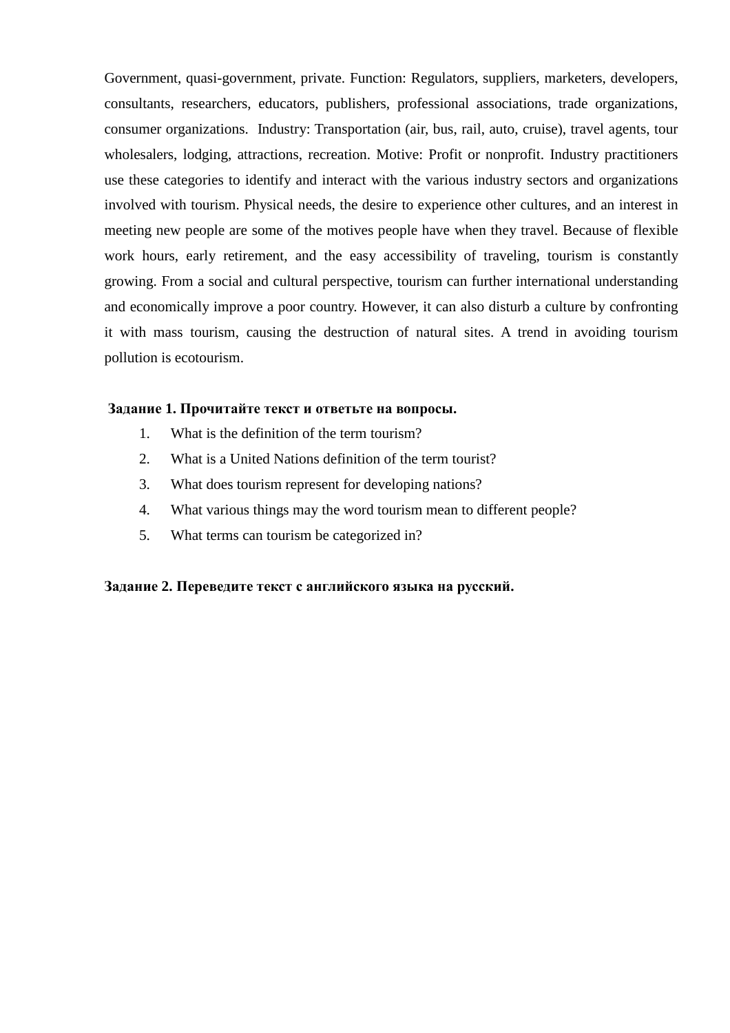Government, quasi-government, private. Function: Regulators, suppliers, marketers, developers, consultants, researchers, educators, publishers, professional associations, trade organizations, consumer organizations. Industry: Transportation (air, bus, rail, auto, cruise), travel agents, tour wholesalers, lodging, attractions, recreation. Motive: Profit or nonprofit. Industry practitioners use these categories to identify and interact with the various industry sectors and organizations involved with tourism. Physical needs, the desire to experience other cultures, and an interest in meeting new people are some of the motives people have when they travel. Because of flexible work hours, early retirement, and the easy accessibility of traveling, tourism is constantly growing. From a social and cultural perspective, tourism can further international understanding and economically improve a poor country. However, it can also disturb a culture by confronting it with mass tourism, causing the destruction of natural sites. A trend in avoiding tourism pollution is ecotourism.

**Задание 1. Прочитайте текст и ответьте на вопросы.**

1. What is the definition of the term tourism?
2. What is a United Nations definition of the term tourist?
3. What does tourism represent for developing nations?
4. What various things may the word tourism mean to different people?
5. What terms can tourism be categorized in?

**Задание 2. Переведите текст с английского языка на русский.**